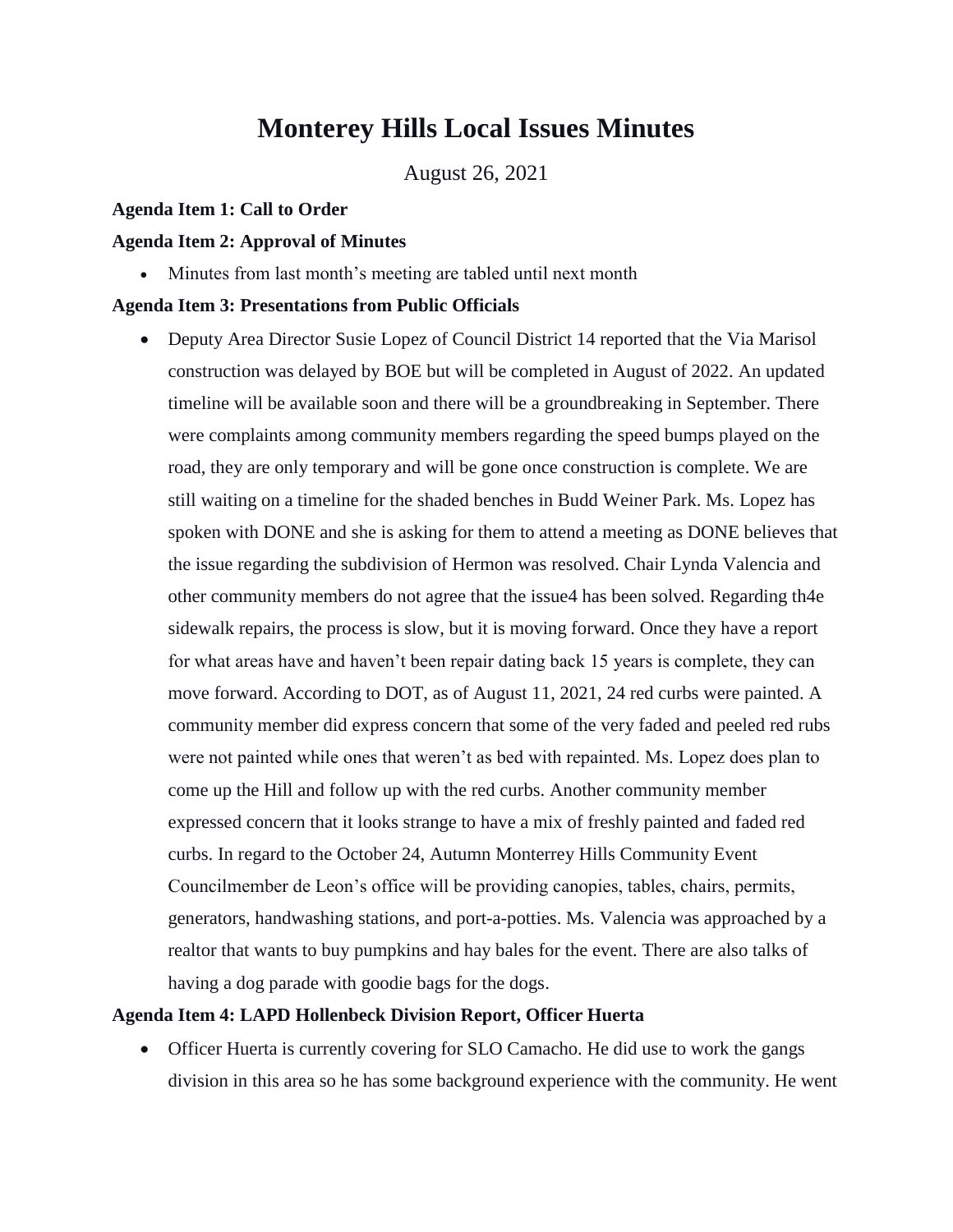# Monterey Hills Local Issues Minutes

August 26, 2021

**Agenda Item 1: Call to Order**

**Agenda Item 2: Approval of Minutes**

- Minutes from last month's meeting are tabled until next month

**Agenda Item 3: Presentations from Public Officials**

- Deputy Area Director Susie Lopez of Council District 14 reported that the Via Marisol construction was delayed by BOE but will be completed in August of 2022. An updated timeline will be available soon and there will be a groundbreaking in September. There were complaints among community members regarding the speed bumps played on the road, they are only temporary and will be gone once construction is complete. We are still waiting on a timeline for the shaded benches in Budd Weiner Park. Ms. Lopez has spoken with DONE and she is asking for them to attend a meeting as DONE believes that the issue regarding the subdivision of Hermon was resolved. Chair Lynda Valencia and other community members do not agree that the issue4 has been solved. Regarding th4e sidewalk repairs, the process is slow, but it is moving forward. Once they have a report for what areas have and haven't been repair dating back 15 years is complete, they can move forward. According to DOT, as of August 11, 2021, 24 red curbs were painted. A community member did express concern that some of the very faded and peeled red rubs were not painted while ones that weren't as bed with repainted. Ms. Lopez does plan to come up the Hill and follow up with the red curbs. Another community member expressed concern that it looks strange to have a mix of freshly painted and faded red curbs. In regard to the October 24, Autumn Monterrey Hills Community Event Councilmember de Leon's office will be providing canopies, tables, chairs, permits, generators, handwashing stations, and port-a-potties. Ms. Valencia was approached by a realtor that wants to buy pumpkins and hay bales for the event. There are also talks of having a dog parade with goodie bags for the dogs.

**Agenda Item 4: LAPD Hollenbeck Division Report, Officer Huerta**

- Officer Huerta is currently covering for SLO Camacho. He did use to work the gangs division in this area so he has some background experience with the community. He went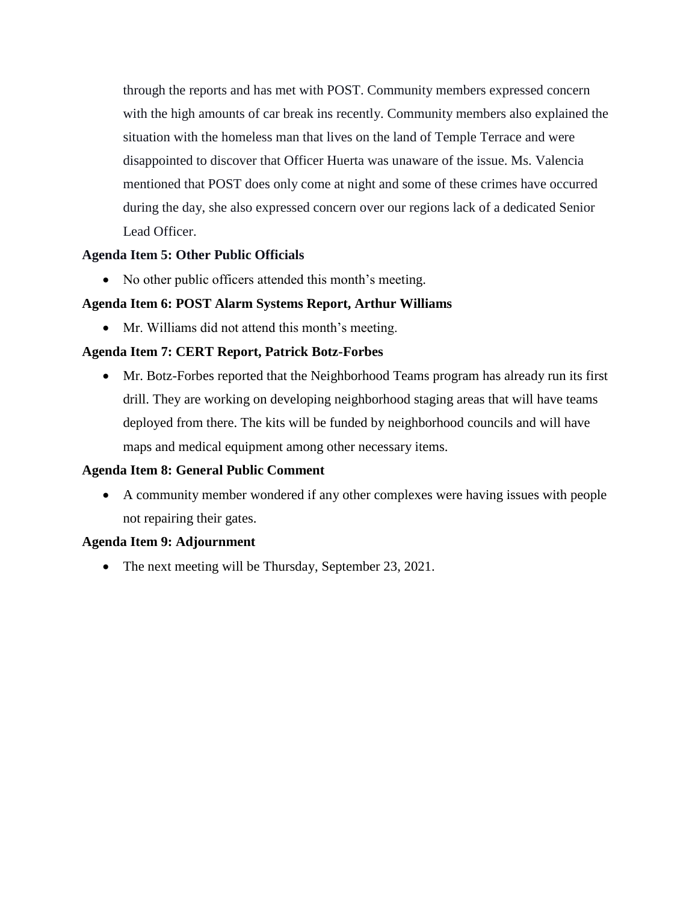through the reports and has met with POST. Community members expressed concern with the high amounts of car break ins recently. Community members also explained the situation with the homeless man that lives on the land of Temple Terrace and were disappointed to discover that Officer Huerta was unaware of the issue. Ms. Valencia mentioned that POST does only come at night and some of these crimes have occurred during the day, she also expressed concern over our regions lack of a dedicated Senior Lead Officer.

**Agenda Item 5: Other Public Officials**

- No other public officers attended this month's meeting.

**Agenda Item 6: POST Alarm Systems Report, Arthur Williams**

- Mr. Williams did not attend this month's meeting.

**Agenda Item 7: CERT Report, Patrick Botz-Forbes**

- Mr. Botz-Forbes reported that the Neighborhood Teams program has already run its first drill. They are working on developing neighborhood staging areas that will have teams deployed from there. The kits will be funded by neighborhood councils and will have maps and medical equipment among other necessary items.

**Agenda Item 8: General Public Comment**

- A community member wondered if any other complexes were having issues with people not repairing their gates.

**Agenda Item 9: Adjournment**

- The next meeting will be Thursday, September 23, 2021.